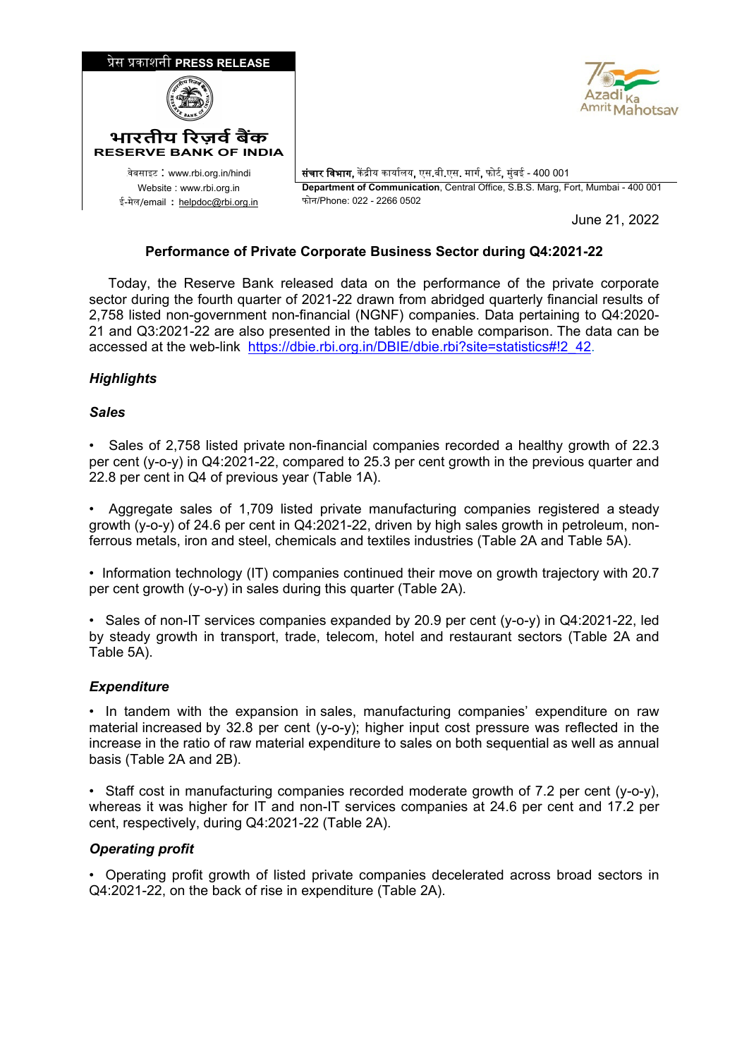प्रेस प्रकाशनी **PRESS RELEASE**

**भारतीय रिज़र्व बैंक**
**RESERVE BANK OF INDIA**

वेबसाइट : www.rbi.org.in/hindi
Website : www.rbi.org.in
ई-मेल/email : helpdoc@rbi.org.in

**संचार विभाग,** केंद्रीय कार्यालय, एस.बी.एस. मार्ग, फोर्ट, मुंबई - 400 001
**Department of Communication**, Central Office, S.B.S. Marg, Fort, Mumbai - 400 001
फोन/Phone: 022 - 2266 0502

June 21, 2022

**Performance of Private Corporate Business Sector during Q4:2021-22**

Today, the Reserve Bank released data on the performance of the private corporate sector during the fourth quarter of 2021-22 drawn from abridged quarterly financial results of 2,758 listed non-government non-financial (NGNF) companies. Data pertaining to Q4:2020-21 and Q3:2021-22 are also presented in the tables to enable comparison. The data can be accessed at the web-link https://dbie.rbi.org.in/DBIE/dbie.rbi?site=statistics#!2_42.

***Highlights***

***Sales***

- Sales of 2,758 listed private non-financial companies recorded a healthy growth of 22.3 per cent (y-o-y) in Q4:2021-22, compared to 25.3 per cent growth in the previous quarter and 22.8 per cent in Q4 of previous year (Table 1A).

- Aggregate sales of 1,709 listed private manufacturing companies registered a steady growth (y-o-y) of 24.6 per cent in Q4:2021-22, driven by high sales growth in petroleum, non-ferrous metals, iron and steel, chemicals and textiles industries (Table 2A and Table 5A).

- Information technology (IT) companies continued their move on growth trajectory with 20.7 per cent growth (y-o-y) in sales during this quarter (Table 2A).

- Sales of non-IT services companies expanded by 20.9 per cent (y-o-y) in Q4:2021-22, led by steady growth in transport, trade, telecom, hotel and restaurant sectors (Table 2A and Table 5A).

***Expenditure***

- In tandem with the expansion in sales, manufacturing companies' expenditure on raw material increased by 32.8 per cent (y-o-y); higher input cost pressure was reflected in the increase in the ratio of raw material expenditure to sales on both sequential as well as annual basis (Table 2A and 2B).

- Staff cost in manufacturing companies recorded moderate growth of 7.2 per cent (y-o-y), whereas it was higher for IT and non-IT services companies at 24.6 per cent and 17.2 per cent, respectively, during Q4:2021-22 (Table 2A).

***Operating profit***

- Operating profit growth of listed private companies decelerated across broad sectors in Q4:2021-22, on the back of rise in expenditure (Table 2A).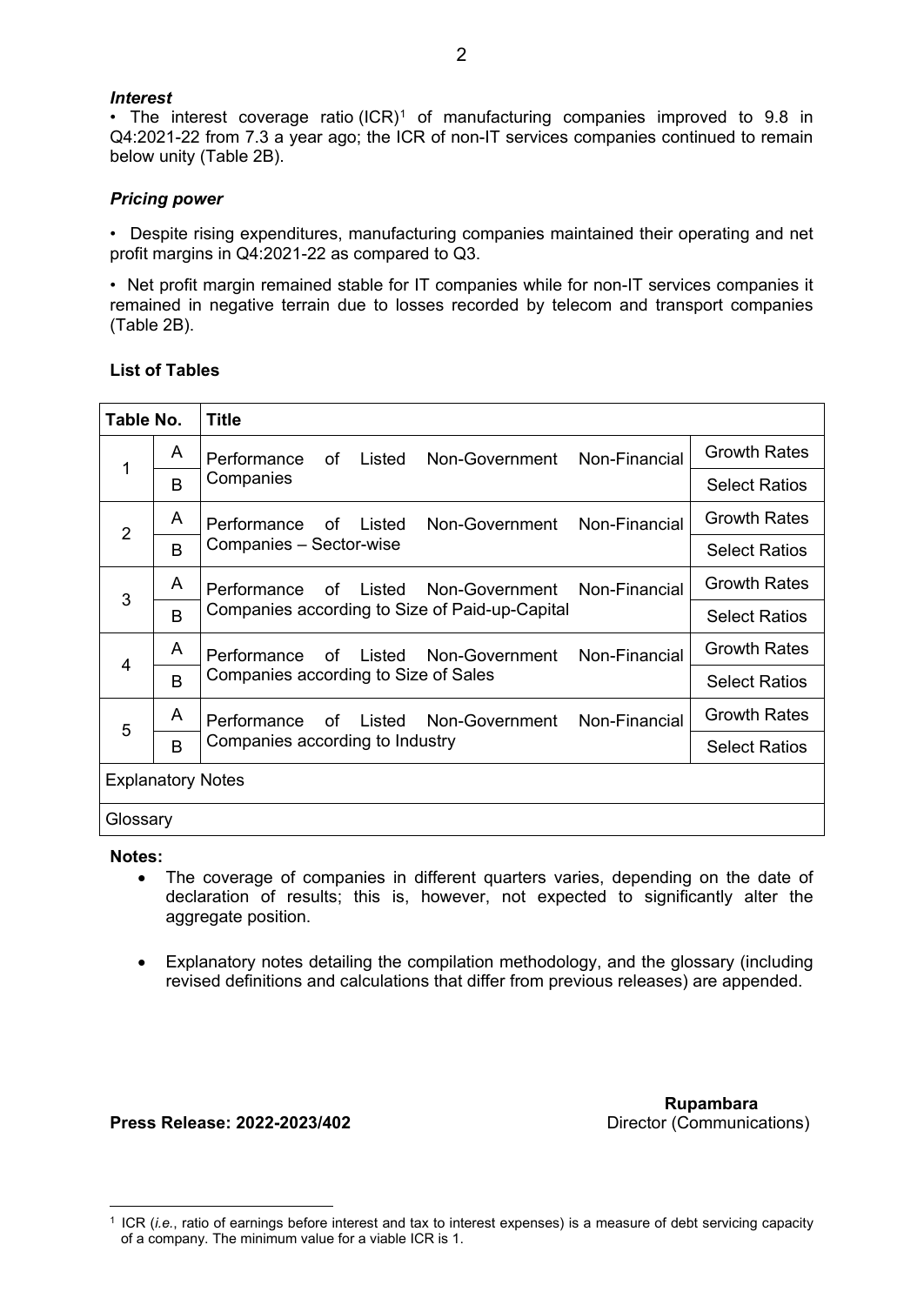***Interest***

• The interest coverage ratio (ICR)[1] of manufacturing companies improved to 9.8 in Q4:2021-22 from 7.3 a year ago; the ICR of non-IT services companies continued to remain below unity (Table 2B).

***Pricing power***

• Despite rising expenditures, manufacturing companies maintained their operating and net profit margins in Q4:2021-22 as compared to Q3.

• Net profit margin remained stable for IT companies while for non-IT services companies it remained in negative terrain due to losses recorded by telecom and transport companies (Table 2B).

**List of Tables**

| **Table No.** | | **Title** | |
|---|---|---|---|
| 1 | A | Performance of Listed Non-Government Non-Financial Companies | Growth Rates |
| | B | | Select Ratios |
| 2 | A | Performance of Listed Non-Government Non-Financial Companies – Sector-wise | Growth Rates |
| | B | | Select Ratios |
| 3 | A | Performance of Listed Non-Government Non-Financial Companies according to Size of Paid-up-Capital | Growth Rates |
| | B | | Select Ratios |
| 4 | A | Performance of Listed Non-Government Non-Financial Companies according to Size of Sales | Growth Rates |
| | B | | Select Ratios |
| 5 | A | Performance of Listed Non-Government Non-Financial Companies according to Industry | Growth Rates |
| | B | | Select Ratios |
| Explanatory Notes | | | |
| Glossary | | | |

**Notes:**

- The coverage of companies in different quarters varies, depending on the date of declaration of results; this is, however, not expected to significantly alter the aggregate position.
- Explanatory notes detailing the compilation methodology, and the glossary (including revised definitions and calculations that differ from previous releases) are appended.

**Press Release: 2022-2023/402**

**Rupambara**
Director (Communications)

[1] ICR (*i.e.*, ratio of earnings before interest and tax to interest expenses) is a measure of debt servicing capacity of a company. The minimum value for a viable ICR is 1.